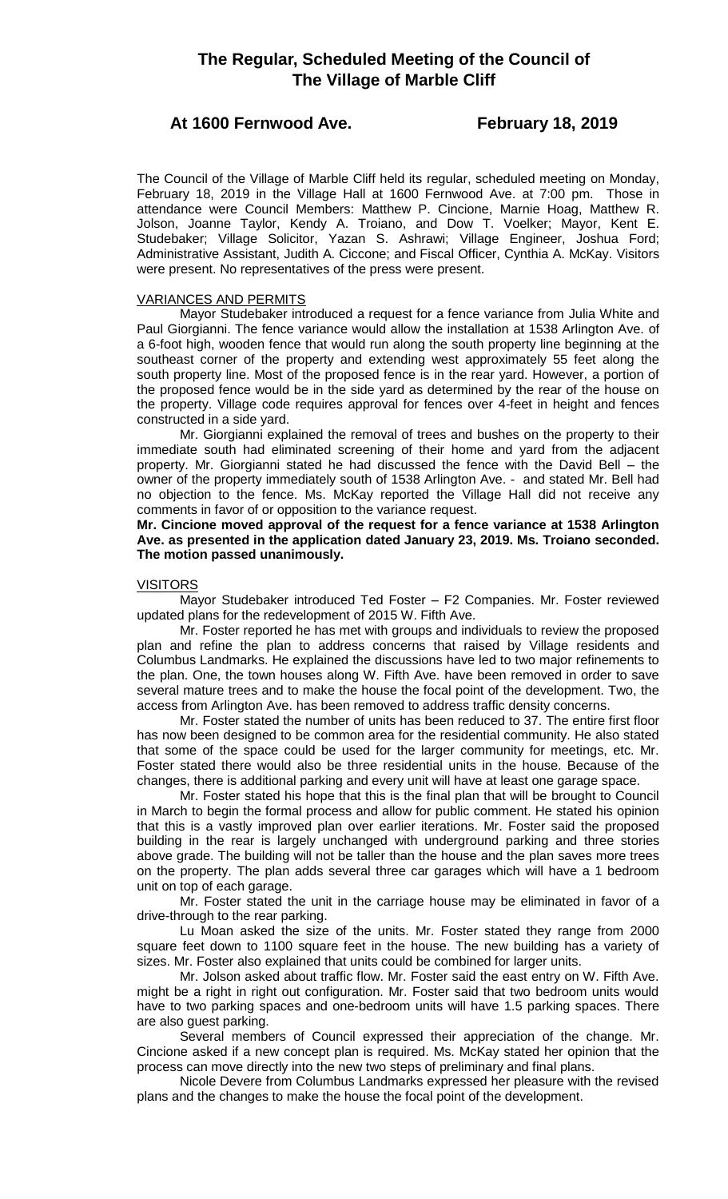# The Regular, Scheduled Meeting of the Council of The Village of Marble Cliff

## At 1600 Fernwood Ave. February 18, 2019

The Council of the Village of Marble Cliff held its regular, scheduled meeting on Monday, February 18, 2019 in the Village Hall at 1600 Fernwood Ave. at 7:00 pm. Those in attendance were Council Members: Matthew P. Cincione, Marnie Hoag, Matthew R. Jolson, Joanne Taylor, Kendy A. Troiano, and Dow T. Voelker; Mayor, Kent E. Studebaker; Village Solicitor, Yazan S. Ashrawi; Village Engineer, Joshua Ford; Administrative Assistant, Judith A. Ciccone; and Fiscal Officer, Cynthia A. McKay. Visitors were present. No representatives of the press were present.

VARIANCES AND PERMITS

Mayor Studebaker introduced a request for a fence variance from Julia White and Paul Giorgianni. The fence variance would allow the installation at 1538 Arlington Ave. of a 6-foot high, wooden fence that would run along the south property line beginning at the southeast corner of the property and extending west approximately 55 feet along the south property line. Most of the proposed fence is in the rear yard. However, a portion of the proposed fence would be in the side yard as determined by the rear of the house on the property. Village code requires approval for fences over 4-feet in height and fences constructed in a side yard.

Mr. Giorgianni explained the removal of trees and bushes on the property to their immediate south had eliminated screening of their home and yard from the adjacent property. Mr. Giorgianni stated he had discussed the fence with the David Bell – the owner of the property immediately south of 1538 Arlington Ave. - and stated Mr. Bell had no objection to the fence. Ms. McKay reported the Village Hall did not receive any comments in favor of or opposition to the variance request.

**Mr. Cincione moved approval of the request for a fence variance at 1538 Arlington Ave. as presented in the application dated January 23, 2019. Ms. Troiano seconded. The motion passed unanimously.**

VISITORS

Mayor Studebaker introduced Ted Foster – F2 Companies. Mr. Foster reviewed updated plans for the redevelopment of 2015 W. Fifth Ave.

Mr. Foster reported he has met with groups and individuals to review the proposed plan and refine the plan to address concerns that raised by Village residents and Columbus Landmarks. He explained the discussions have led to two major refinements to the plan. One, the town houses along W. Fifth Ave. have been removed in order to save several mature trees and to make the house the focal point of the development. Two, the access from Arlington Ave. has been removed to address traffic density concerns.

Mr. Foster stated the number of units has been reduced to 37. The entire first floor has now been designed to be common area for the residential community. He also stated that some of the space could be used for the larger community for meetings, etc. Mr. Foster stated there would also be three residential units in the house. Because of the changes, there is additional parking and every unit will have at least one garage space.

Mr. Foster stated his hope that this is the final plan that will be brought to Council in March to begin the formal process and allow for public comment. He stated his opinion that this is a vastly improved plan over earlier iterations. Mr. Foster said the proposed building in the rear is largely unchanged with underground parking and three stories above grade. The building will not be taller than the house and the plan saves more trees on the property. The plan adds several three car garages which will have a 1 bedroom unit on top of each garage.

Mr. Foster stated the unit in the carriage house may be eliminated in favor of a drive-through to the rear parking.

Lu Moan asked the size of the units. Mr. Foster stated they range from 2000 square feet down to 1100 square feet in the house. The new building has a variety of sizes. Mr. Foster also explained that units could be combined for larger units.

Mr. Jolson asked about traffic flow. Mr. Foster said the east entry on W. Fifth Ave. might be a right in right out configuration. Mr. Foster said that two bedroom units would have to two parking spaces and one-bedroom units will have 1.5 parking spaces. There are also guest parking.

Several members of Council expressed their appreciation of the change. Mr. Cincione asked if a new concept plan is required. Ms. McKay stated her opinion that the process can move directly into the new two steps of preliminary and final plans.

Nicole Devere from Columbus Landmarks expressed her pleasure with the revised plans and the changes to make the house the focal point of the development.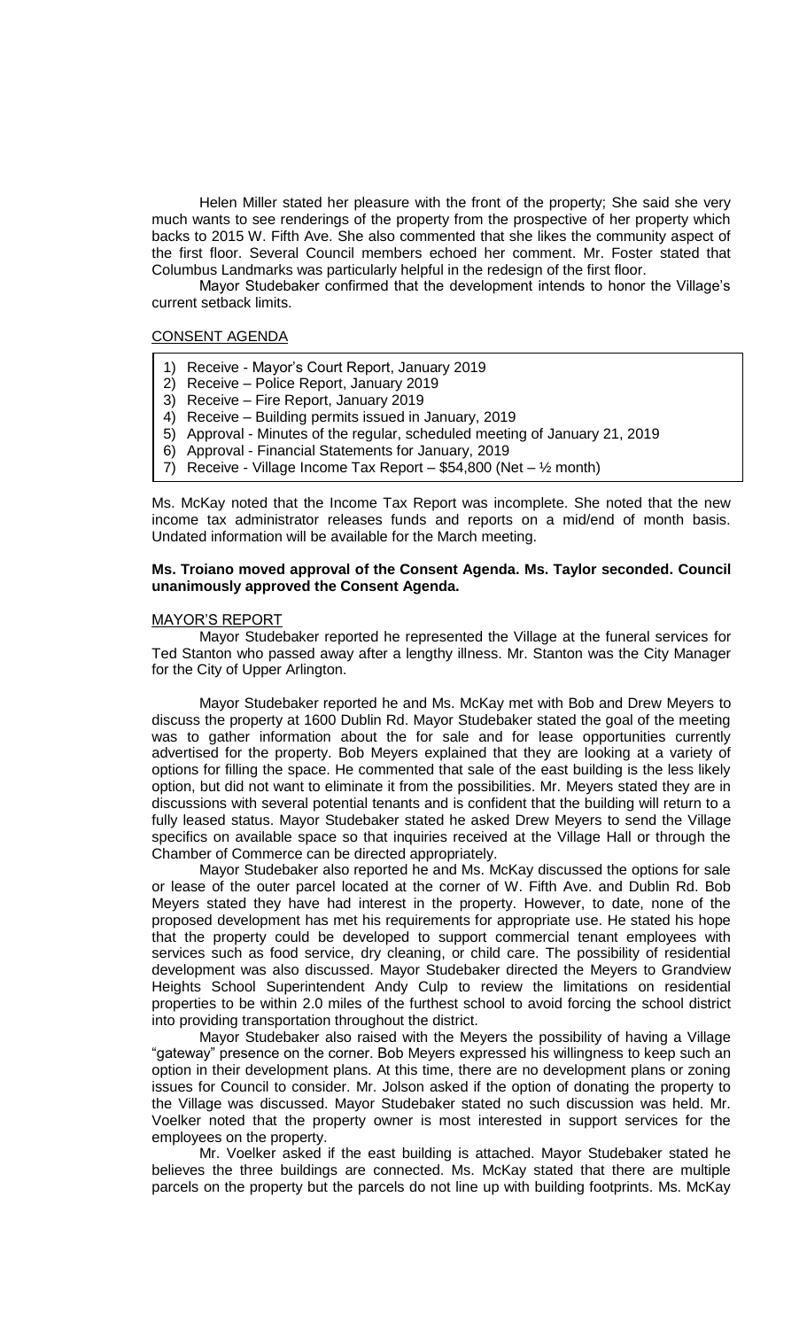Helen Miller stated her pleasure with the front of the property; She said she very much wants to see renderings of the property from the prospective of her property which backs to 2015 W. Fifth Ave. She also commented that she likes the community aspect of the first floor. Several Council members echoed her comment. Mr. Foster stated that Columbus Landmarks was particularly helpful in the redesign of the first floor.

Mayor Studebaker confirmed that the development intends to honor the Village's current setback limits.

## CONSENT AGENDA

1) Receive - Mayor's Court Report, January 2019
2) Receive – Police Report, January 2019
3) Receive – Fire Report, January 2019
4) Receive – Building permits issued in January, 2019
5) Approval - Minutes of the regular, scheduled meeting of January 21, 2019
6) Approval - Financial Statements for January, 2019
7) Receive - Village Income Tax Report – $54,800 (Net – ½ month)

Ms. McKay noted that the Income Tax Report was incomplete. She noted that the new income tax administrator releases funds and reports on a mid/end of month basis. Undated information will be available for the March meeting.

**Ms. Troiano moved approval of the Consent Agenda. Ms. Taylor seconded. Council unanimously approved the Consent Agenda.**

## MAYOR'S REPORT

Mayor Studebaker reported he represented the Village at the funeral services for Ted Stanton who passed away after a lengthy illness. Mr. Stanton was the City Manager for the City of Upper Arlington.

Mayor Studebaker reported he and Ms. McKay met with Bob and Drew Meyers to discuss the property at 1600 Dublin Rd. Mayor Studebaker stated the goal of the meeting was to gather information about the for sale and for lease opportunities currently advertised for the property. Bob Meyers explained that they are looking at a variety of options for filling the space. He commented that sale of the east building is the less likely option, but did not want to eliminate it from the possibilities. Mr. Meyers stated they are in discussions with several potential tenants and is confident that the building will return to a fully leased status. Mayor Studebaker stated he asked Drew Meyers to send the Village specifics on available space so that inquiries received at the Village Hall or through the Chamber of Commerce can be directed appropriately.

Mayor Studebaker also reported he and Ms. McKay discussed the options for sale or lease of the outer parcel located at the corner of W. Fifth Ave. and Dublin Rd. Bob Meyers stated they have had interest in the property. However, to date, none of the proposed development has met his requirements for appropriate use. He stated his hope that the property could be developed to support commercial tenant employees with services such as food service, dry cleaning, or child care. The possibility of residential development was also discussed. Mayor Studebaker directed the Meyers to Grandview Heights School Superintendent Andy Culp to review the limitations on residential properties to be within 2.0 miles of the furthest school to avoid forcing the school district into providing transportation throughout the district.

Mayor Studebaker also raised with the Meyers the possibility of having a Village "gateway" presence on the corner. Bob Meyers expressed his willingness to keep such an option in their development plans. At this time, there are no development plans or zoning issues for Council to consider. Mr. Jolson asked if the option of donating the property to the Village was discussed. Mayor Studebaker stated no such discussion was held. Mr. Voelker noted that the property owner is most interested in support services for the employees on the property.

Mr. Voelker asked if the east building is attached. Mayor Studebaker stated he believes the three buildings are connected. Ms. McKay stated that there are multiple parcels on the property but the parcels do not line up with building footprints. Ms. McKay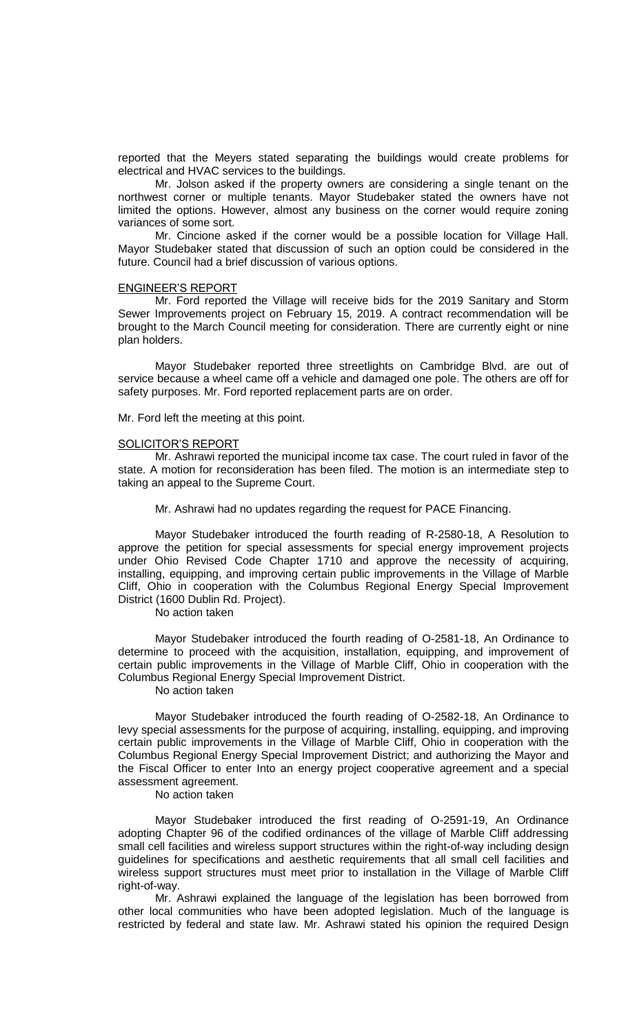reported that the Meyers stated separating the buildings would create problems for electrical and HVAC services to the buildings.

Mr. Jolson asked if the property owners are considering a single tenant on the northwest corner or multiple tenants. Mayor Studebaker stated the owners have not limited the options. However, almost any business on the corner would require zoning variances of some sort.

Mr. Cincione asked if the corner would be a possible location for Village Hall. Mayor Studebaker stated that discussion of such an option could be considered in the future. Council had a brief discussion of various options.

ENGINEER'S REPORT

Mr. Ford reported the Village will receive bids for the 2019 Sanitary and Storm Sewer Improvements project on February 15, 2019. A contract recommendation will be brought to the March Council meeting for consideration. There are currently eight or nine plan holders.

Mayor Studebaker reported three streetlights on Cambridge Blvd. are out of service because a wheel came off a vehicle and damaged one pole. The others are off for safety purposes. Mr. Ford reported replacement parts are on order.

Mr. Ford left the meeting at this point.

SOLICITOR'S REPORT

Mr. Ashrawi reported the municipal income tax case. The court ruled in favor of the state. A motion for reconsideration has been filed. The motion is an intermediate step to taking an appeal to the Supreme Court.

Mr. Ashrawi had no updates regarding the request for PACE Financing.

Mayor Studebaker introduced the fourth reading of R-2580-18, A Resolution to approve the petition for special assessments for special energy improvement projects under Ohio Revised Code Chapter 1710 and approve the necessity of acquiring, installing, equipping, and improving certain public improvements in the Village of Marble Cliff, Ohio in cooperation with the Columbus Regional Energy Special Improvement District (1600 Dublin Rd. Project).

No action taken

Mayor Studebaker introduced the fourth reading of O-2581-18, An Ordinance to determine to proceed with the acquisition, installation, equipping, and improvement of certain public improvements in the Village of Marble Cliff, Ohio in cooperation with the Columbus Regional Energy Special Improvement District.

No action taken

Mayor Studebaker introduced the fourth reading of O-2582-18, An Ordinance to levy special assessments for the purpose of acquiring, installing, equipping, and improving certain public improvements in the Village of Marble Cliff, Ohio in cooperation with the Columbus Regional Energy Special Improvement District; and authorizing the Mayor and the Fiscal Officer to enter Into an energy project cooperative agreement and a special assessment agreement.

No action taken

Mayor Studebaker introduced the first reading of O-2591-19, An Ordinance adopting Chapter 96 of the codified ordinances of the village of Marble Cliff addressing small cell facilities and wireless support structures within the right-of-way including design guidelines for specifications and aesthetic requirements that all small cell facilities and wireless support structures must meet prior to installation in the Village of Marble Cliff right-of-way.

Mr. Ashrawi explained the language of the legislation has been borrowed from other local communities who have been adopted legislation. Much of the language is restricted by federal and state law. Mr. Ashrawi stated his opinion the required Design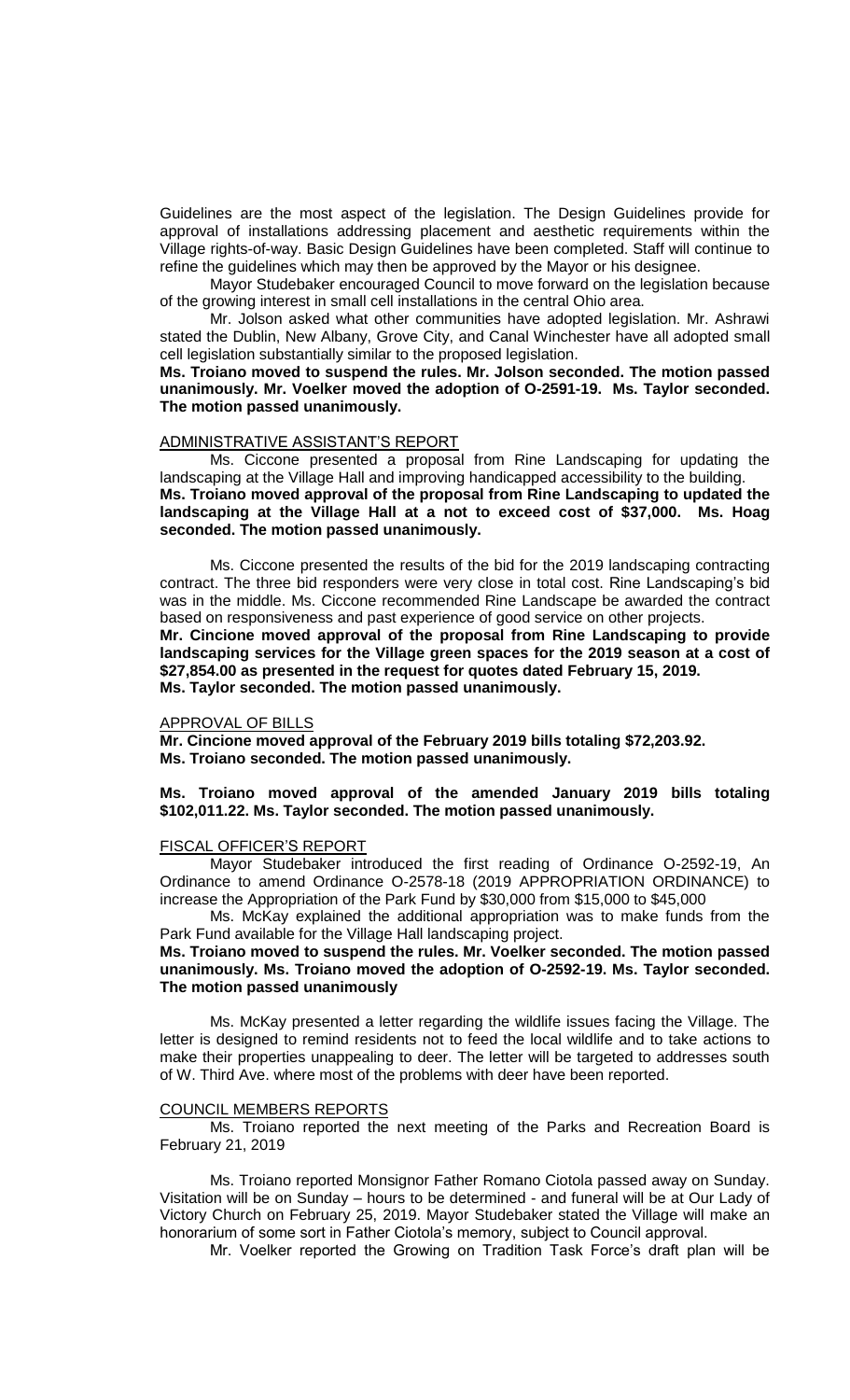Guidelines are the most aspect of the legislation. The Design Guidelines provide for approval of installations addressing placement and aesthetic requirements within the Village rights-of-way. Basic Design Guidelines have been completed. Staff will continue to refine the guidelines which may then be approved by the Mayor or his designee.

Mayor Studebaker encouraged Council to move forward on the legislation because of the growing interest in small cell installations in the central Ohio area.

Mr. Jolson asked what other communities have adopted legislation. Mr. Ashrawi stated the Dublin, New Albany, Grove City, and Canal Winchester have all adopted small cell legislation substantially similar to the proposed legislation.

**Ms. Troiano moved to suspend the rules. Mr. Jolson seconded. The motion passed unanimously. Mr. Voelker moved the adoption of O-2591-19. Ms. Taylor seconded. The motion passed unanimously.**

ADMINISTRATIVE ASSISTANT'S REPORT

Ms. Ciccone presented a proposal from Rine Landscaping for updating the landscaping at the Village Hall and improving handicapped accessibility to the building.

**Ms. Troiano moved approval of the proposal from Rine Landscaping to updated the landscaping at the Village Hall at a not to exceed cost of $37,000. Ms. Hoag seconded. The motion passed unanimously.**

Ms. Ciccone presented the results of the bid for the 2019 landscaping contracting contract. The three bid responders were very close in total cost. Rine Landscaping's bid was in the middle. Ms. Ciccone recommended Rine Landscape be awarded the contract based on responsiveness and past experience of good service on other projects.

**Mr. Cincione moved approval of the proposal from Rine Landscaping to provide landscaping services for the Village green spaces for the 2019 season at a cost of $27,854.00 as presented in the request for quotes dated February 15, 2019. Ms. Taylor seconded. The motion passed unanimously.**

APPROVAL OF BILLS

**Mr. Cincione moved approval of the February 2019 bills totaling $72,203.92. Ms. Troiano seconded. The motion passed unanimously.**

**Ms. Troiano moved approval of the amended January 2019 bills totaling $102,011.22. Ms. Taylor seconded. The motion passed unanimously.**

FISCAL OFFICER'S REPORT

Mayor Studebaker introduced the first reading of Ordinance O-2592-19, An Ordinance to amend Ordinance O-2578-18 (2019 APPROPRIATION ORDINANCE) to increase the Appropriation of the Park Fund by $30,000 from $15,000 to $45,000

Ms. McKay explained the additional appropriation was to make funds from the Park Fund available for the Village Hall landscaping project.

**Ms. Troiano moved to suspend the rules. Mr. Voelker seconded. The motion passed unanimously. Ms. Troiano moved the adoption of O-2592-19. Ms. Taylor seconded. The motion passed unanimously**

Ms. McKay presented a letter regarding the wildlife issues facing the Village. The letter is designed to remind residents not to feed the local wildlife and to take actions to make their properties unappealing to deer. The letter will be targeted to addresses south of W. Third Ave. where most of the problems with deer have been reported.

COUNCIL MEMBERS REPORTS

Ms. Troiano reported the next meeting of the Parks and Recreation Board is February 21, 2019

Ms. Troiano reported Monsignor Father Romano Ciotola passed away on Sunday. Visitation will be on Sunday – hours to be determined - and funeral will be at Our Lady of Victory Church on February 25, 2019. Mayor Studebaker stated the Village will make an honorarium of some sort in Father Ciotola's memory, subject to Council approval.

Mr. Voelker reported the Growing on Tradition Task Force's draft plan will be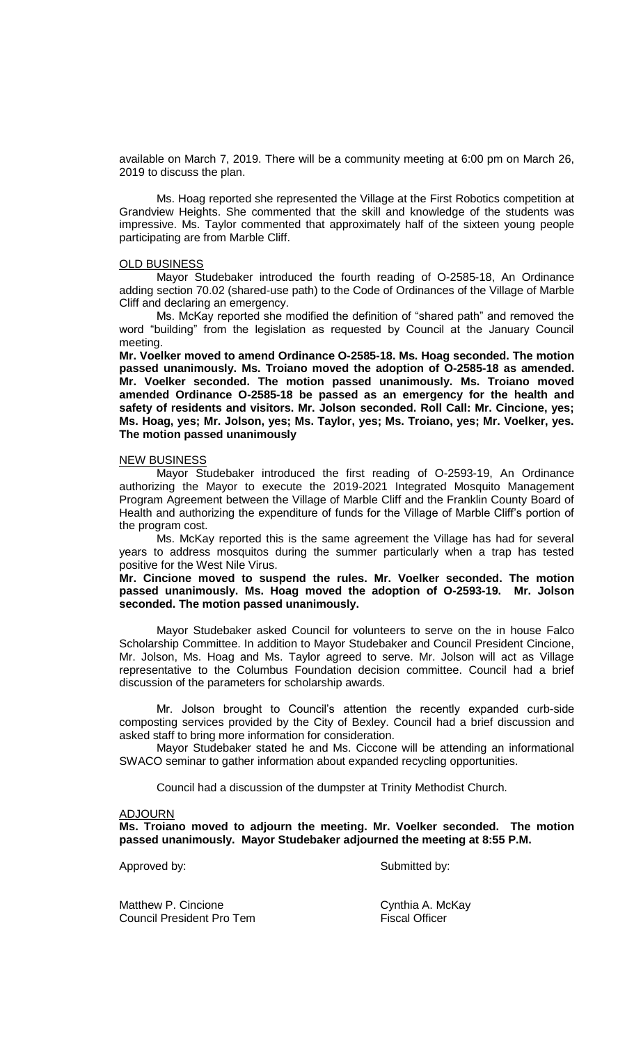available on March 7, 2019. There will be a community meeting at 6:00 pm on March 26, 2019 to discuss the plan.

Ms. Hoag reported she represented the Village at the First Robotics competition at Grandview Heights. She commented that the skill and knowledge of the students was impressive. Ms. Taylor commented that approximately half of the sixteen young people participating are from Marble Cliff.

OLD BUSINESS

Mayor Studebaker introduced the fourth reading of O-2585-18, An Ordinance adding section 70.02 (shared-use path) to the Code of Ordinances of the Village of Marble Cliff and declaring an emergency.

Ms. McKay reported she modified the definition of "shared path" and removed the word "building" from the legislation as requested by Council at the January Council meeting.

**Mr. Voelker moved to amend Ordinance O-2585-18. Ms. Hoag seconded. The motion passed unanimously. Ms. Troiano moved the adoption of O-2585-18 as amended. Mr. Voelker seconded. The motion passed unanimously. Ms. Troiano moved amended Ordinance O-2585-18 be passed as an emergency for the health and safety of residents and visitors. Mr. Jolson seconded. Roll Call: Mr. Cincione, yes; Ms. Hoag, yes; Mr. Jolson, yes; Ms. Taylor, yes; Ms. Troiano, yes; Mr. Voelker, yes. The motion passed unanimously**

NEW BUSINESS

Mayor Studebaker introduced the first reading of O-2593-19, An Ordinance authorizing the Mayor to execute the 2019-2021 Integrated Mosquito Management Program Agreement between the Village of Marble Cliff and the Franklin County Board of Health and authorizing the expenditure of funds for the Village of Marble Cliff's portion of the program cost.

Ms. McKay reported this is the same agreement the Village has had for several years to address mosquitos during the summer particularly when a trap has tested positive for the West Nile Virus.

**Mr. Cincione moved to suspend the rules. Mr. Voelker seconded. The motion passed unanimously. Ms. Hoag moved the adoption of O-2593-19. Mr. Jolson seconded. The motion passed unanimously.**

Mayor Studebaker asked Council for volunteers to serve on the in house Falco Scholarship Committee. In addition to Mayor Studebaker and Council President Cincione, Mr. Jolson, Ms. Hoag and Ms. Taylor agreed to serve. Mr. Jolson will act as Village representative to the Columbus Foundation decision committee. Council had a brief discussion of the parameters for scholarship awards.

Mr. Jolson brought to Council's attention the recently expanded curb-side composting services provided by the City of Bexley. Council had a brief discussion and asked staff to bring more information for consideration.

Mayor Studebaker stated he and Ms. Ciccone will be attending an informational SWACO seminar to gather information about expanded recycling opportunities.

Council had a discussion of the dumpster at Trinity Methodist Church.

ADJOURN

**Ms. Troiano moved to adjourn the meeting. Mr. Voelker seconded. The motion passed unanimously. Mayor Studebaker adjourned the meeting at 8:55 P.M.**

Approved by: Submitted by:

Matthew P. Cincione
Council President Pro Tem

Cynthia A. McKay
Fiscal Officer